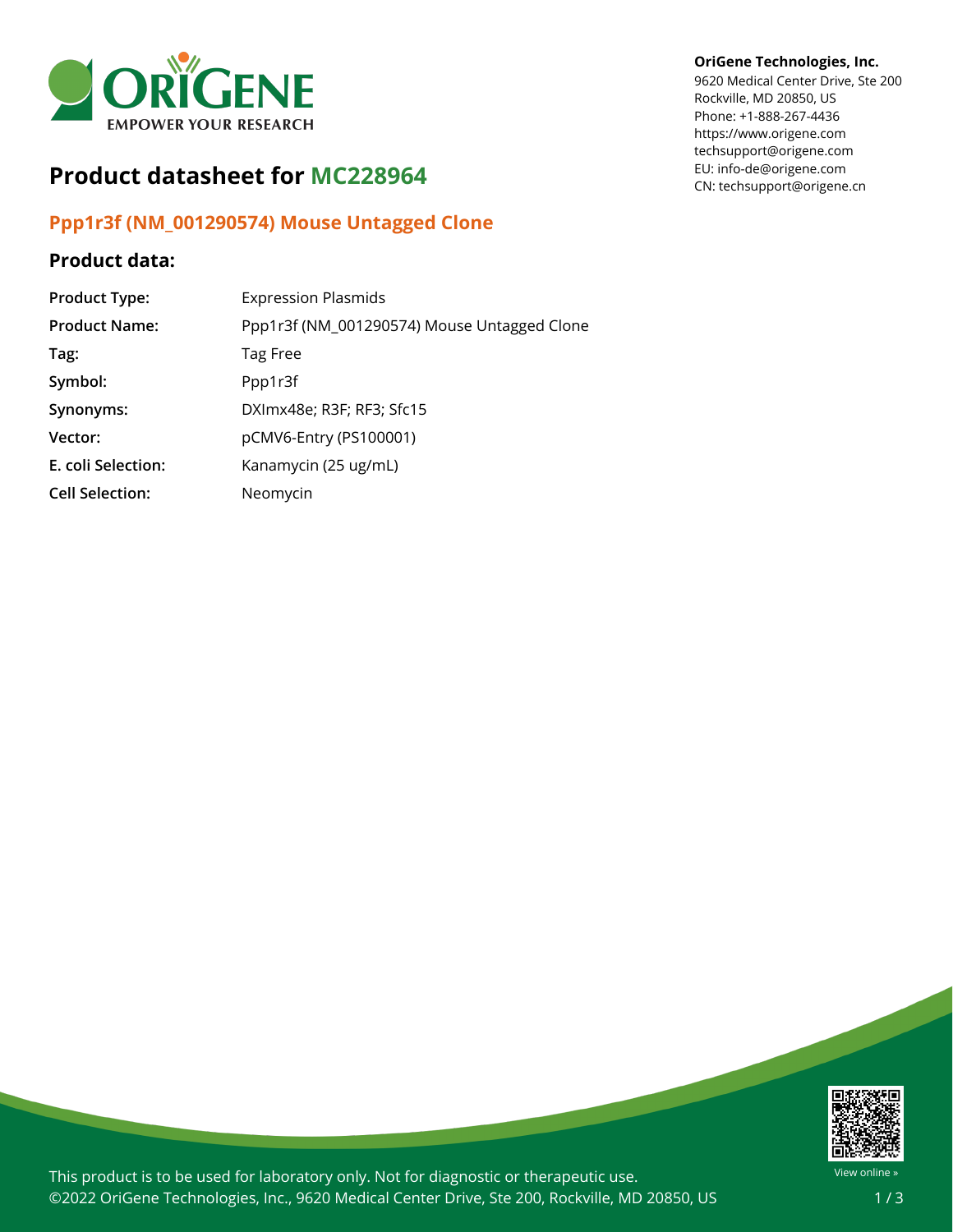**OriGene Technologies, Inc.**
9620 Medical Center Drive, Ste 200
Rockville, MD 20850, US
Phone: +1-888-267-4436
https://www.origene.com
techsupport@origene.com
EU: info-de@origene.com
CN: techsupport@origene.cn

# Product datasheet for MC228964

## Ppp1r3f (NM_001290574) Mouse Untagged Clone

### Product data:

| | |
|---|---|
| **Product Type:** | Expression Plasmids |
| **Product Name:** | Ppp1r3f (NM_001290574) Mouse Untagged Clone |
| **Tag:** | Tag Free |
| **Symbol:** | Ppp1r3f |
| **Synonyms:** | DXImx48e; R3F; RF3; Sfc15 |
| **Vector:** | pCMV6-Entry (PS100001) |
| **E. coli Selection:** | Kanamycin (25 ug/mL) |
| **Cell Selection:** | Neomycin |

This product is to be used for laboratory only. Not for diagnostic or therapeutic use.
©2022 OriGene Technologies, Inc., 9620 Medical Center Drive, Ste 200, Rockville, MD 20850, US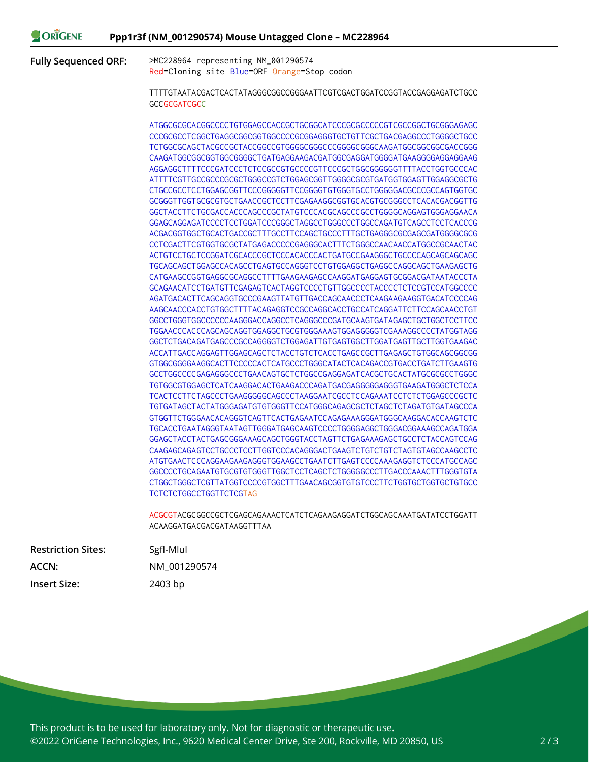**Fully Sequenced ORF:**

```
>MC228964 representing NM_001290574
Red=Cloning site Blue=ORF Orange=Stop codon

TTTTGTAATACGACTCACTATAGGGCGGCCGGGAATTCGTCGACTGGATCCGGTACCGAGGAGATCTGCC
GCCGCGATCGCC

ATGGCGCGCACGGCCCCTGTGGAGCCACCGCTGCGGCATCCCGCGCCCCCGTCGCCGGCTGCGGGAGAGC
CCCGCGCCTCGGCTGAGGCGGCGGTGGCCCCGCGGAGGGTGCTGTTCGCTGACGAGGCCCTGGGGCTGCC
TCTGGCGCAGCTACGCCGCTACCGGCCGTGGGGCGGGCCCGGGGCGGGCAAGATGGCGGCGGCGACCGGG
CAAGATGGCGGCGGTGGCGGGGCTGATGAGGAAGACGATGGCGAGGATGGGGATGAAGGGGAGGAGGAAG
AGGAGGCTTTTCCCGATCCCTCTCCGCCGTGCCCCGTTCCCGCTGGCGGGGGGTTTTACCTGGTGCCCAC
ATTTTCGTTGCCGCCCGCGCTGGGCCGTCTGGAGCGGTTGGGGCGCGTGATGGTGGAGTTGGAGGCGCTG
CTGCCGCCTCCTGGAGCGGTTCCCGGGGGTTCCGGGGTGTGGGTGCCTGGGGGACGCCCGCCAGTGGTGC
GCGGGTTGGTGCGCGTGCTGAACCGCTCCTTCGAGAAGGCGGTGCACGTGCGGGCCTCACACGACGGTTG
GGCTACCTTCTGCGACCACCCAGCCCGCTATGTCCCACGCAGCCCGCCTGGGGCAGGAGTGGGAGGAACA
GGAGCAGGAGATCCCCTCCTGGATCCCGGGCTAGGCCTGGGCCCTGGCCAGATGTCAGCCTCCTCACCCG
ACGACGGTGGCTGCACTGACCGCTTTGCCTTCCAGCTGCCCTTTGCTGAGGGCGCGAGCGATGGGGCGCG
CCTCGACTTCGTGGTGCGCTATGAGACCCCCGAGGGCACTTTCTGGGCCAACAACCATGGCCGCAACTAC
ACTGTCCTGCTCCGGATCGCACCCGCTCCCACACCCACTGATGCCGAAGGGCTGCCCCAGCAGCAGCAGC
TGCAGCAGCTGGAGCCACAGCCTGAGTGCCAGGGTCCTGTGGAGGCTGAGGCCAGGCAGCTGAAGAGCTG
CATGAAGCCGGTGAGGCGCAGGCCTTTTGAAGAAGAGCCAAGGATGAGGAGTGCGGACGATAATACCCTA
GCAGAACATCCTGATGTTCGAGAGTCACTAGGTCCCCTGTTGGCCCCTACCCCTCTCCGTCCATGGCCCC
AGATGACACTTCAGCAGGTGCCCGAAGTTATGTTGACCAGCAACCCTCAAGAAGAAGGTGACATCCCCAG
AAGCAACCCACCTGTGGCTTTTACAGAGGTCCGCCAGGCACCTGCCATCAGGATTCTTCCAGCAACCTGT
GGCCTGGGTGGCCCCCCAAGGGACCAGGCCTCAGGGCCCGATGCAAGTGATAGAGCTGCTGGCTCCTTCC
TGGAACCCACCCAGCAGCAGGTGGAGGCTGCGTGGGAAAGTGGAGGGGGTCGAAAGGCCCCTATGGTAGG
GGCTCTGACAGATGAGCCCGCCAGGGGTCTGGAGATTGTGAGTGGCTTGGATGAGTTGCTTGGTGAAGAC
ACCATTGACCAGGAGTTGGAGCAGCTCTACCTGTCTCACCTGAGCCGCTTGAGAGCTGTGGCAGCGGCGG
GTGGCGGGGAAGGCACTTCCCCCACTCATGCCCTGGGCATACTCACAGACCGTGACCTGATCTTGAAGTG
GCCTGGCCCCGAGAGGGCCCTGAACAGTGCTCTGGCCGAGGAGATCACGCTGCACTATGCGCGCCTGGGC
TGTGGCGTGGAGCTCATCAAGGACACTGAAGACCCAGATGACGAGGGGGAGGGTGAAGATGGGCTCTCCA
TCACTCCTTCTAGCCCTGAAGGGGGCAGCCCTAAGGAATCGCCTCCAGAAATCCTCTCTGGAGCCCGCTC
TGTGATAGCTACTATGGGAGATGTGTGGGTTCCATGGGCAGAGCGCTCTAGCTCTAGATGTGATAGCCCA
GTGGTTCTGGGAACACAGGGTCAGTTCACTGAGAATCCAGAGAAAGGGATGGGCAAGGACACCAAGTCTC
TGCACCTGAATAGGGTAATAGTTGGGATGAGCAAGTCCCCTGGGGAGGCTGGGACGGAAAGCCAGATGGA
GGAGCTACCTACTGAGCGGGAAAGCAGCTGGGTACCTAGTTCTGAGAAAGAGCTGCCTCTACCAGTGCAG
CAAGAGCAGAGTCCTGCCCTCCTTGGTCCCACAGGGACTGAAGTCTGTCTGTCTAGTGTAGCCAAGCCTC
ATGTGAACTCCCAGGAAGAAGAGGGTGGAAGCCTGAATCTTGAGTCCCCAAAGAGGTCTCCCATGCCAGC
GGCCCCTGCAGAATGTGCGTGTGGGTTGGCTCCTCAGCTCTGGGGGCCCTTGACCCAAACTTTGGGTGTA
CTGGCTGGGCTCGTTATGGTCCCCGTGGCTTTGAACAGCGGTGTGTCCCTTCTGGTGCTGGTGCTGTGCC
TCTCTCTGGCCTGGTTCTCGTAG

ACGCGTACGCGGCCGCTCGAGCAGAAACTCATCTCAGAAGAGGATCTGGCAGCAAATGATATCCTGGATT
ACAAGGATGACGACGATAAGGTTTAA
```

**Restriction Sites:** SgfI-MluI

**ACCN:** NM_001290574

**Insert Size:** 2403 bp

This product is to be used for laboratory only. Not for diagnostic or therapeutic use.
©2022 OriGene Technologies, Inc., 9620 Medical Center Drive, Ste 200, Rockville, MD 20850, US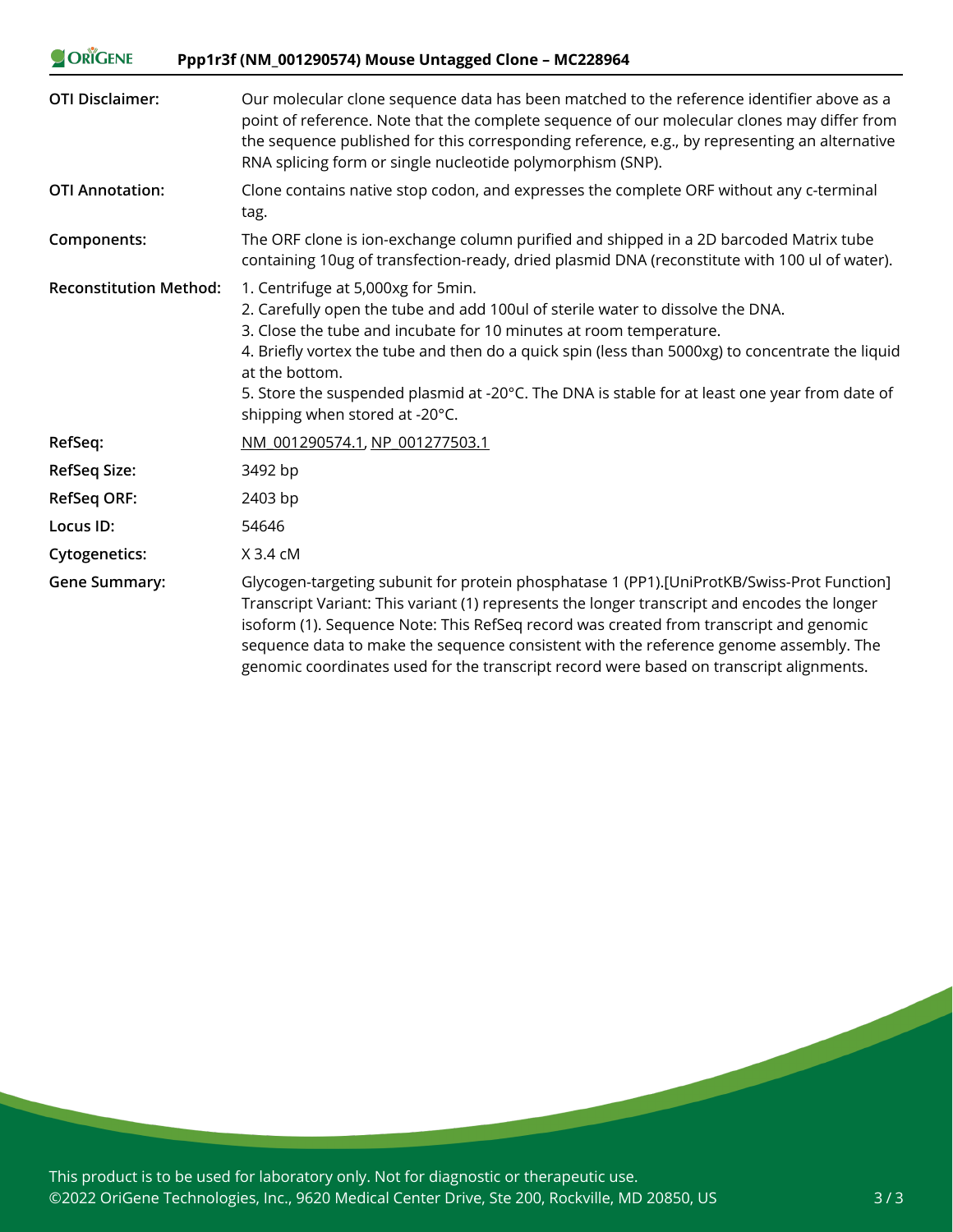| | |
|---|---|
| **OTI Disclaimer:** | Our molecular clone sequence data has been matched to the reference identifier above as a point of reference. Note that the complete sequence of our molecular clones may differ from the sequence published for this corresponding reference, e.g., by representing an alternative RNA splicing form or single nucleotide polymorphism (SNP). |
| **OTI Annotation:** | Clone contains native stop codon, and expresses the complete ORF without any c-terminal tag. |
| **Components:** | The ORF clone is ion-exchange column purified and shipped in a 2D barcoded Matrix tube containing 10ug of transfection-ready, dried plasmid DNA (reconstitute with 100 ul of water). |
| **Reconstitution Method:** | 1. Centrifuge at 5,000xg for 5min.<br>2. Carefully open the tube and add 100ul of sterile water to dissolve the DNA.<br>3. Close the tube and incubate for 10 minutes at room temperature.<br>4. Briefly vortex the tube and then do a quick spin (less than 5000xg) to concentrate the liquid at the bottom.<br>5. Store the suspended plasmid at -20°C. The DNA is stable for at least one year from date of shipping when stored at -20°C. |
| **RefSeq:** | NM_001290574.1, NP_001277503.1 |
| **RefSeq Size:** | 3492 bp |
| **RefSeq ORF:** | 2403 bp |
| **Locus ID:** | 54646 |
| **Cytogenetics:** | X 3.4 cM |
| **Gene Summary:** | Glycogen-targeting subunit for protein phosphatase 1 (PP1).[UniProtKB/Swiss-Prot Function] Transcript Variant: This variant (1) represents the longer transcript and encodes the longer isoform (1). Sequence Note: This RefSeq record was created from transcript and genomic sequence data to make the sequence consistent with the reference genome assembly. The genomic coordinates used for the transcript record were based on transcript alignments. |

This product is to be used for laboratory only. Not for diagnostic or therapeutic use.
©2022 OriGene Technologies, Inc., 9620 Medical Center Drive, Ste 200, Rockville, MD 20850, US